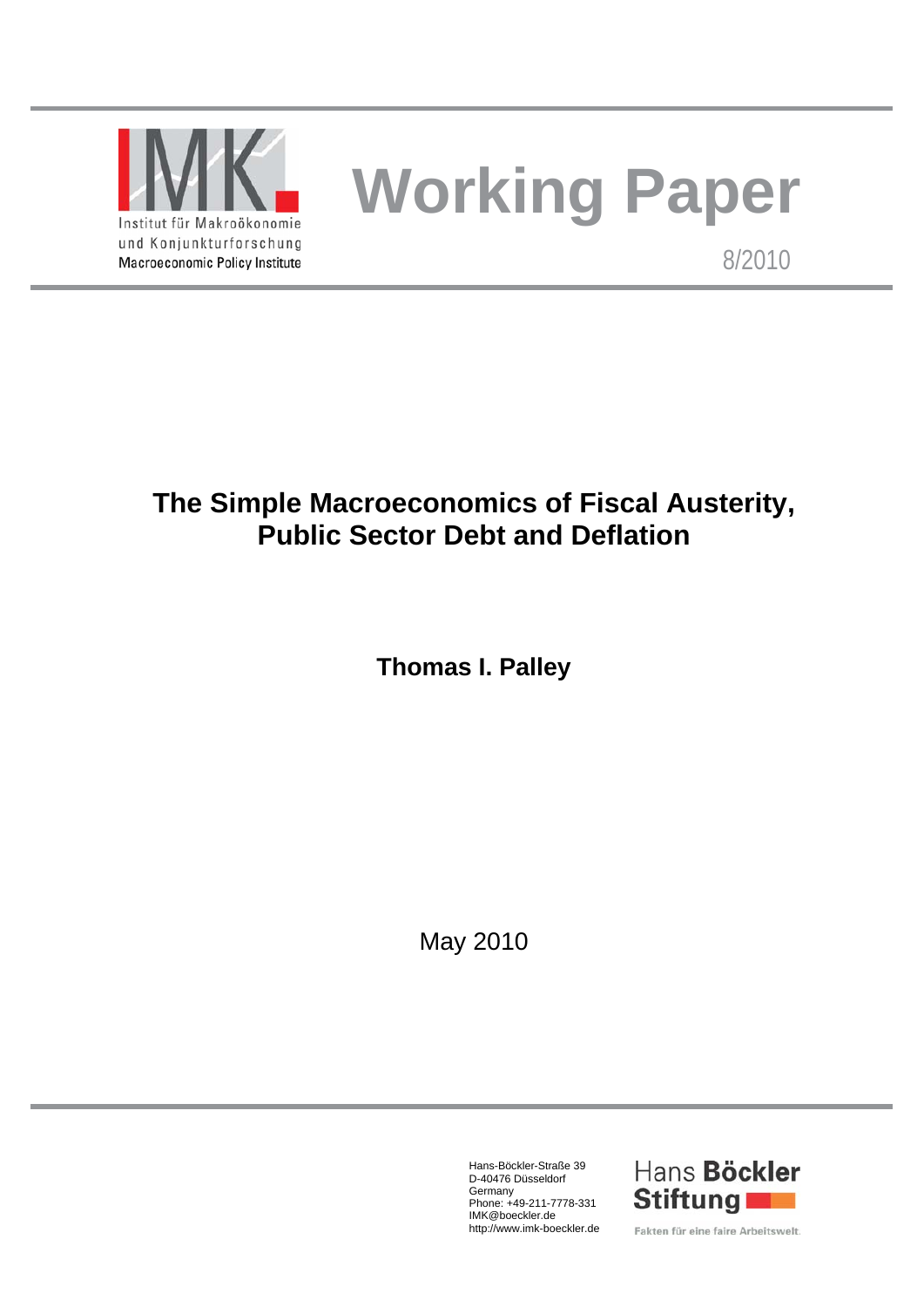Institut für Makroökonomie
und Konjunkturforschung
Macroeconomic Policy Institute

# Working Paper

8/2010

## The Simple Macroeconomics of Fiscal Austerity, Public Sector Debt and Deflation

**Thomas I. Palley**

May 2010

Hans-Böckler-Straße 39
D-40476 Düsseldorf
Germany
Phone: +49-211-7778-331
IMK@boeckler.de
http://www.imk-boeckler.de

Hans Böckler Stiftung

Fakten für eine faire Arbeitswelt.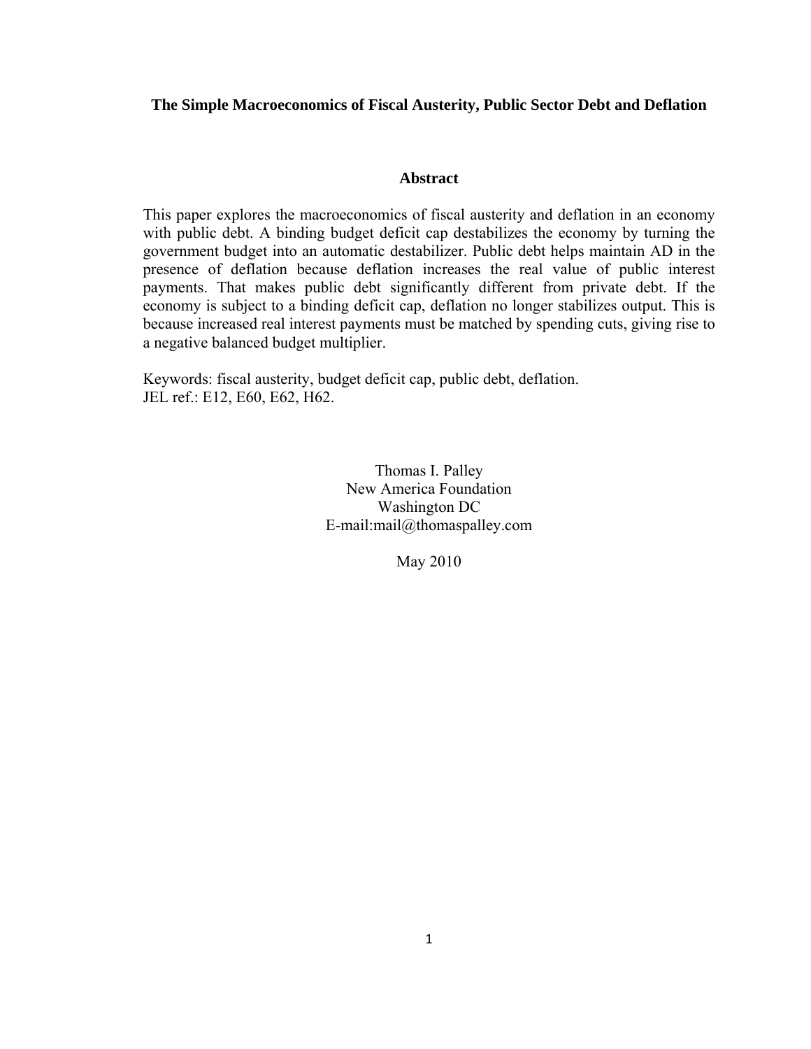**The Simple Macroeconomics of Fiscal Austerity, Public Sector Debt and Deflation**

## Abstract

This paper explores the macroeconomics of fiscal austerity and deflation in an economy with public debt. A binding budget deficit cap destabilizes the economy by turning the government budget into an automatic destabilizer. Public debt helps maintain AD in the presence of deflation because deflation increases the real value of public interest payments. That makes public debt significantly different from private debt. If the economy is subject to a binding deficit cap, deflation no longer stabilizes output. This is because increased real interest payments must be matched by spending cuts, giving rise to a negative balanced budget multiplier.

Keywords: fiscal austerity, budget deficit cap, public debt, deflation.
JEL ref.: E12, E60, E62, H62.

Thomas I. Palley
New America Foundation
Washington DC
E-mail:mail@thomaspalley.com

May 2010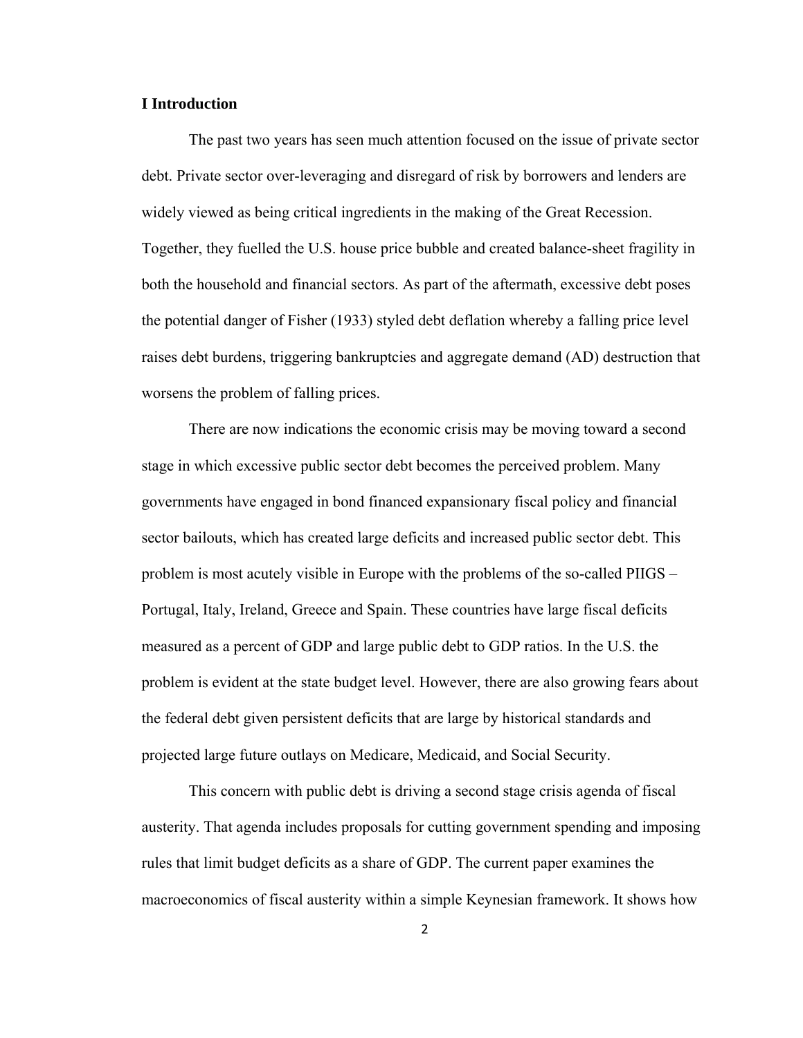## I Introduction

The past two years has seen much attention focused on the issue of private sector debt. Private sector over-leveraging and disregard of risk by borrowers and lenders are widely viewed as being critical ingredients in the making of the Great Recession. Together, they fuelled the U.S. house price bubble and created balance-sheet fragility in both the household and financial sectors. As part of the aftermath, excessive debt poses the potential danger of Fisher (1933) styled debt deflation whereby a falling price level raises debt burdens, triggering bankruptcies and aggregate demand (AD) destruction that worsens the problem of falling prices.

There are now indications the economic crisis may be moving toward a second stage in which excessive public sector debt becomes the perceived problem. Many governments have engaged in bond financed expansionary fiscal policy and financial sector bailouts, which has created large deficits and increased public sector debt. This problem is most acutely visible in Europe with the problems of the so-called PIIGS – Portugal, Italy, Ireland, Greece and Spain. These countries have large fiscal deficits measured as a percent of GDP and large public debt to GDP ratios. In the U.S. the problem is evident at the state budget level. However, there are also growing fears about the federal debt given persistent deficits that are large by historical standards and projected large future outlays on Medicare, Medicaid, and Social Security.

This concern with public debt is driving a second stage crisis agenda of fiscal austerity. That agenda includes proposals for cutting government spending and imposing rules that limit budget deficits as a share of GDP. The current paper examines the macroeconomics of fiscal austerity within a simple Keynesian framework. It shows how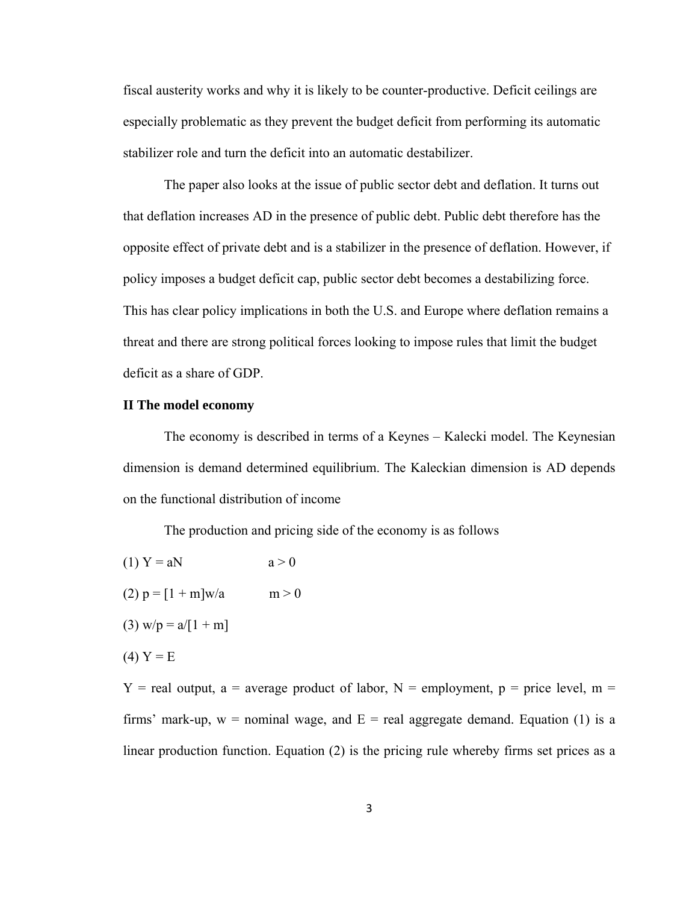fiscal austerity works and why it is likely to be counter-productive. Deficit ceilings are especially problematic as they prevent the budget deficit from performing its automatic stabilizer role and turn the deficit into an automatic destabilizer.

The paper also looks at the issue of public sector debt and deflation. It turns out that deflation increases AD in the presence of public debt. Public debt therefore has the opposite effect of private debt and is a stabilizer in the presence of deflation. However, if policy imposes a budget deficit cap, public sector debt becomes a destabilizing force. This has clear policy implications in both the U.S. and Europe where deflation remains a threat and there are strong political forces looking to impose rules that limit the budget deficit as a share of GDP.

## II The model economy

The economy is described in terms of a Keynes – Kalecki model. The Keynesian dimension is demand determined equilibrium. The Kaleckian dimension is AD depends on the functional distribution of income

The production and pricing side of the economy is as follows

(1) $Y = aN \qquad a > 0$

(2) $p = [1 + m]w/a \qquad m > 0$

(3) $w/p = a/[1 + m]$

(4) $Y = E$

Y = real output, a = average product of labor, N = employment, p = price level, m = firms' mark-up, w = nominal wage, and E = real aggregate demand. Equation (1) is a linear production function. Equation (2) is the pricing rule whereby firms set prices as a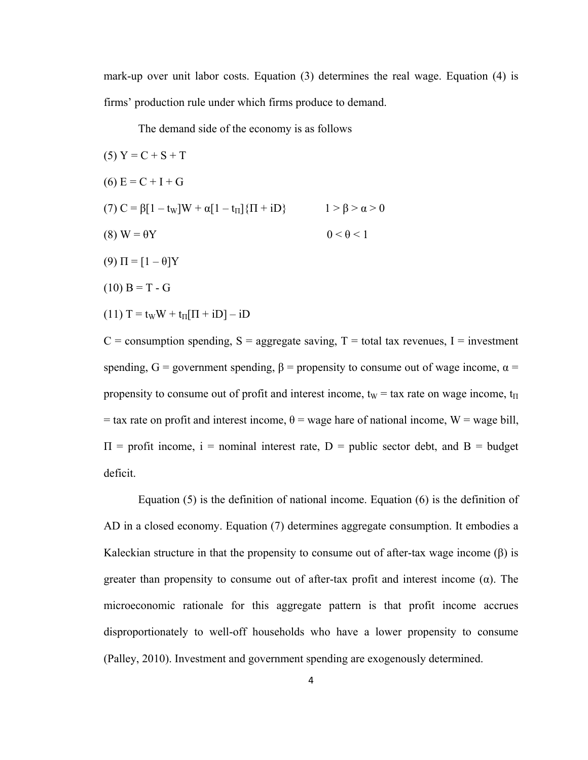mark-up over unit labor costs. Equation (3) determines the real wage. Equation (4) is firms' production rule under which firms produce to demand.

The demand side of the economy is as follows

(5) $Y = C + S + T$

(6) $E = C + I + G$

(7) $C = \beta[1 - t_W]W + \alpha[1 - t_\Pi]\{\Pi + iD\}$ $\quad 1 > \beta > \alpha > 0$

(8) $W = \theta Y$ $\quad 0 < \theta < 1$

(9) $\Pi = [1 - \theta]Y$

(10) $B = T - G$

(11) $T = t_W W + t_\Pi[\Pi + iD] - iD$

C = consumption spending, S = aggregate saving, T = total tax revenues, I = investment spending, G = government spending, $\beta$ = propensity to consume out of wage income, $\alpha$ = propensity to consume out of profit and interest income, $t_W$ = tax rate on wage income, $t_\Pi$ = tax rate on profit and interest income, $\theta$ = wage hare of national income, W = wage bill, $\Pi$ = profit income, i = nominal interest rate, D = public sector debt, and B = budget deficit.

Equation (5) is the definition of national income. Equation (6) is the definition of AD in a closed economy. Equation (7) determines aggregate consumption. It embodies a Kaleckian structure in that the propensity to consume out of after-tax wage income ($\beta$) is greater than propensity to consume out of after-tax profit and interest income ($\alpha$). The microeconomic rationale for this aggregate pattern is that profit income accrues disproportionately to well-off households who have a lower propensity to consume (Palley, 2010). Investment and government spending are exogenously determined.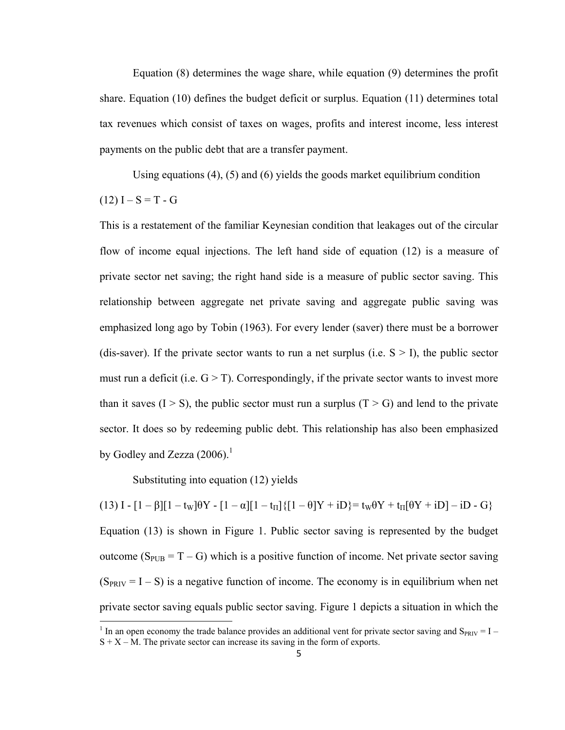Equation (8) determines the wage share, while equation (9) determines the profit share. Equation (10) defines the budget deficit or surplus. Equation (11) determines total tax revenues which consist of taxes on wages, profits and interest income, less interest payments on the public debt that are a transfer payment.

Using equations (4), (5) and (6) yields the goods market equilibrium condition

(12) $I - S = T - G$

This is a restatement of the familiar Keynesian condition that leakages out of the circular flow of income equal injections. The left hand side of equation (12) is a measure of private sector net saving; the right hand side is a measure of public sector saving. This relationship between aggregate net private saving and aggregate public saving was emphasized long ago by Tobin (1963). For every lender (saver) there must be a borrower (dis-saver). If the private sector wants to run a net surplus (i.e. $S > I$), the public sector must run a deficit (i.e. $G > T$). Correspondingly, if the private sector wants to invest more than it saves ($I > S$), the public sector must run a surplus ($T > G$) and lend to the private sector. It does so by redeeming public debt. This relationship has also been emphasized by Godley and Zezza (2006).[1]

Substituting into equation (12) yields

(13) $I - [1 - \beta][1 - t_W]\theta Y - [1 - \alpha][1 - t_\Pi]\{[1 - \theta]Y + iD\} = t_W\theta Y + t_\Pi[\theta Y + iD] - iD - G\}$

Equation (13) is shown in Figure 1. Public sector saving is represented by the budget outcome ($S_{PUB} = T - G$) which is a positive function of income. Net private sector saving ($S_{PRIV} = I - S$) is a negative function of income. The economy is in equilibrium when net private sector saving equals public sector saving. Figure 1 depicts a situation in which the

---

[1] In an open economy the trade balance provides an additional vent for private sector saving and $S_{PRIV} = I - S + X - M$. The private sector can increase its saving in the form of exports.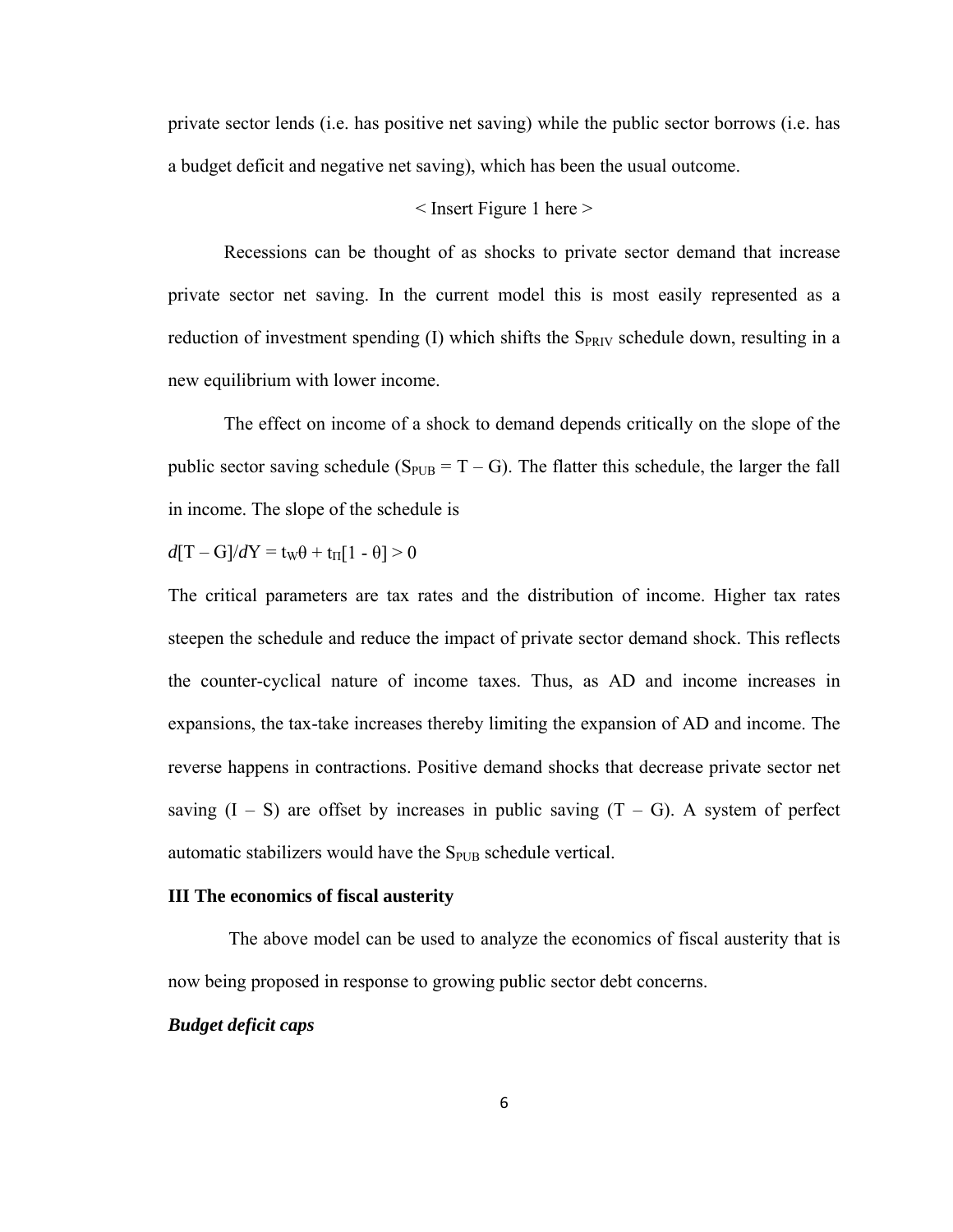private sector lends (i.e. has positive net saving) while the public sector borrows (i.e. has a budget deficit and negative net saving), which has been the usual outcome.

< Insert Figure 1 here >

Recessions can be thought of as shocks to private sector demand that increase private sector net saving. In the current model this is most easily represented as a reduction of investment spending (I) which shifts the $S_{PRIV}$ schedule down, resulting in a new equilibrium with lower income.

The effect on income of a shock to demand depends critically on the slope of the public sector saving schedule ($S_{PUB} = T - G$). The flatter this schedule, the larger the fall in income. The slope of the schedule is

$$d[T - G]/dY = t_W\theta + t_\Pi[1 - \theta] > 0$$

The critical parameters are tax rates and the distribution of income. Higher tax rates steepen the schedule and reduce the impact of private sector demand shock. This reflects the counter-cyclical nature of income taxes. Thus, as AD and income increases in expansions, the tax-take increases thereby limiting the expansion of AD and income. The reverse happens in contractions. Positive demand shocks that decrease private sector net saving ($I - S$) are offset by increases in public saving ($T - G$). A system of perfect automatic stabilizers would have the $S_{PUB}$ schedule vertical.

## III The economics of fiscal austerity

The above model can be used to analyze the economics of fiscal austerity that is now being proposed in response to growing public sector debt concerns.

### *Budget deficit caps*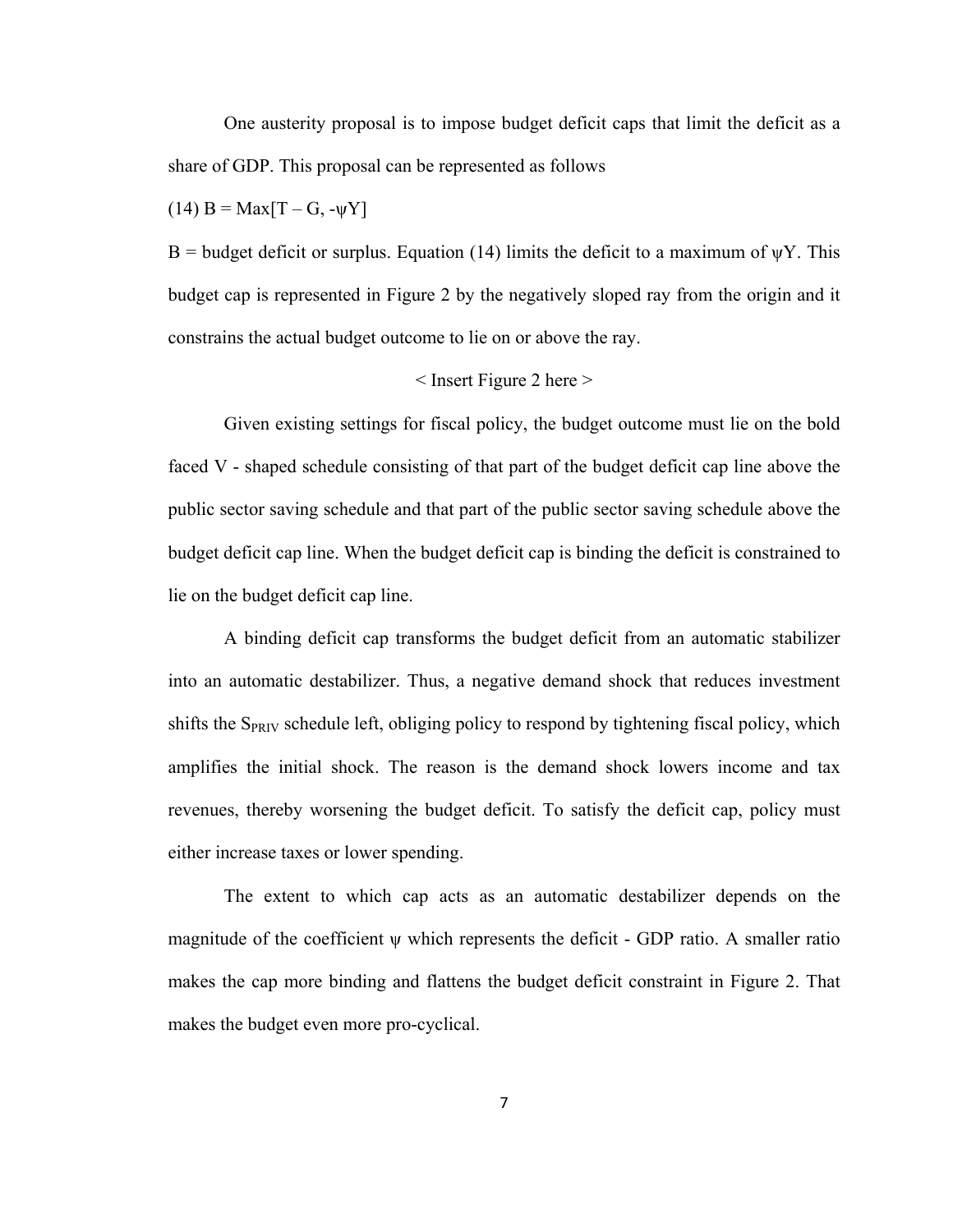One austerity proposal is to impose budget deficit caps that limit the deficit as a share of GDP. This proposal can be represented as follows

(14) $B = \text{Max}[T - G, -\psi Y]$

B = budget deficit or surplus. Equation (14) limits the deficit to a maximum of $\psi Y$. This budget cap is represented in Figure 2 by the negatively sloped ray from the origin and it constrains the actual budget outcome to lie on or above the ray.

< Insert Figure 2 here >

Given existing settings for fiscal policy, the budget outcome must lie on the bold faced V - shaped schedule consisting of that part of the budget deficit cap line above the public sector saving schedule and that part of the public sector saving schedule above the budget deficit cap line. When the budget deficit cap is binding the deficit is constrained to lie on the budget deficit cap line.

A binding deficit cap transforms the budget deficit from an automatic stabilizer into an automatic destabilizer. Thus, a negative demand shock that reduces investment shifts the $S_{PRIV}$ schedule left, obliging policy to respond by tightening fiscal policy, which amplifies the initial shock. The reason is the demand shock lowers income and tax revenues, thereby worsening the budget deficit. To satisfy the deficit cap, policy must either increase taxes or lower spending.

The extent to which cap acts as an automatic destabilizer depends on the magnitude of the coefficient $\psi$ which represents the deficit - GDP ratio. A smaller ratio makes the cap more binding and flattens the budget deficit constraint in Figure 2. That makes the budget even more pro-cyclical.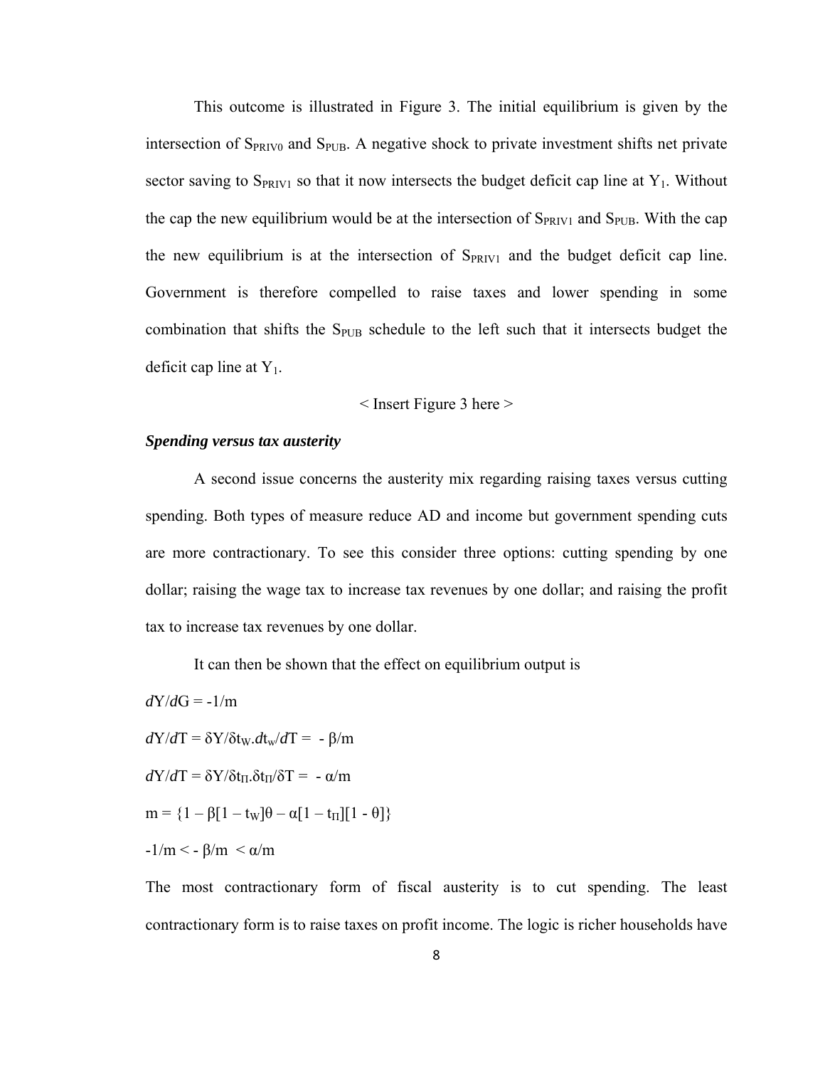This outcome is illustrated in Figure 3. The initial equilibrium is given by the intersection of $S_{PRIV0}$ and $S_{PUB}$. A negative shock to private investment shifts net private sector saving to $S_{PRIV1}$ so that it now intersects the budget deficit cap line at $Y_1$. Without the cap the new equilibrium would be at the intersection of $S_{PRIV1}$ and $S_{PUB}$. With the cap the new equilibrium is at the intersection of $S_{PRIV1}$ and the budget deficit cap line. Government is therefore compelled to raise taxes and lower spending in some combination that shifts the $S_{PUB}$ schedule to the left such that it intersects budget the deficit cap line at $Y_1$.

< Insert Figure 3 here >

***Spending versus tax austerity***

A second issue concerns the austerity mix regarding raising taxes versus cutting spending. Both types of measure reduce AD and income but government spending cuts are more contractionary. To see this consider three options: cutting spending by one dollar; raising the wage tax to increase tax revenues by one dollar; and raising the profit tax to increase tax revenues by one dollar.

It can then be shown that the effect on equilibrium output is

$dY/dG = -1/m$

$dY/dT = \delta Y/\delta t_W . dt_w/dT = -\beta/m$

$dY/dT = \delta Y/\delta t_\Pi . \delta t_\Pi/\delta T = -\alpha/m$

$m = \{1 - \beta[1 - t_W]\theta - \alpha[1 - t_\Pi][1 - \theta]\}$

$-1/m < -\beta/m < \alpha/m$

The most contractionary form of fiscal austerity is to cut spending. The least contractionary form is to raise taxes on profit income. The logic is richer households have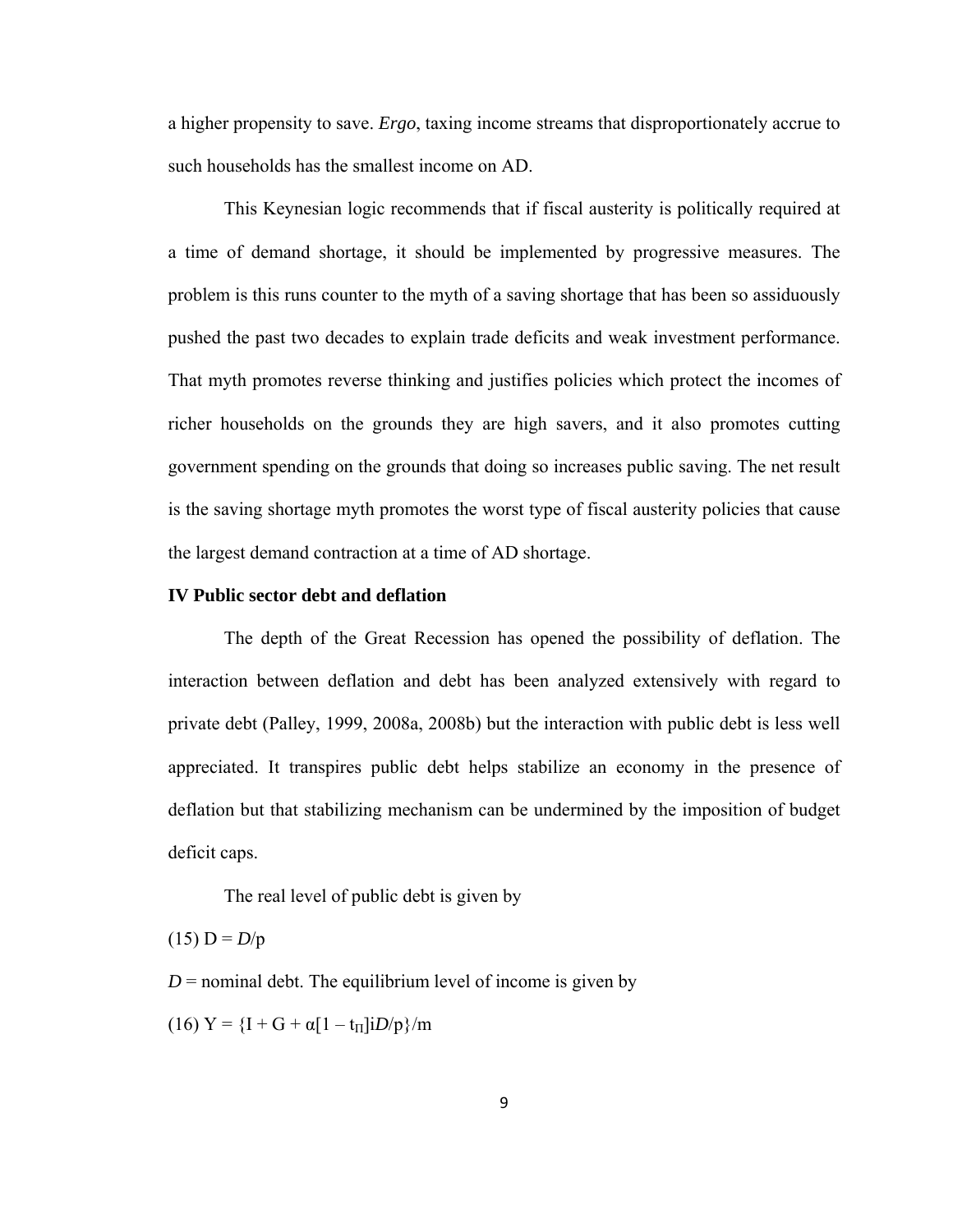a higher propensity to save. *Ergo*, taxing income streams that disproportionately accrue to such households has the smallest income on AD.

This Keynesian logic recommends that if fiscal austerity is politically required at a time of demand shortage, it should be implemented by progressive measures. The problem is this runs counter to the myth of a saving shortage that has been so assiduously pushed the past two decades to explain trade deficits and weak investment performance. That myth promotes reverse thinking and justifies policies which protect the incomes of richer households on the grounds they are high savers, and it also promotes cutting government spending on the grounds that doing so increases public saving. The net result is the saving shortage myth promotes the worst type of fiscal austerity policies that cause the largest demand contraction at a time of AD shortage.

**IV Public sector debt and deflation**

The depth of the Great Recession has opened the possibility of deflation. The interaction between deflation and debt has been analyzed extensively with regard to private debt (Palley, 1999, 2008a, 2008b) but the interaction with public debt is less well appreciated. It transpires public debt helps stabilize an economy in the presence of deflation but that stabilizing mechanism can be undermined by the imposition of budget deficit caps.

The real level of public debt is given by

(15) $\mathrm{D} = D/\mathrm{p}$

$D$ = nominal debt. The equilibrium level of income is given by

(16) $\mathrm{Y} = \{\mathrm{I} + \mathrm{G} + \alpha[1 - t_{\Pi}]iD/\mathrm{p}\}/\mathrm{m}$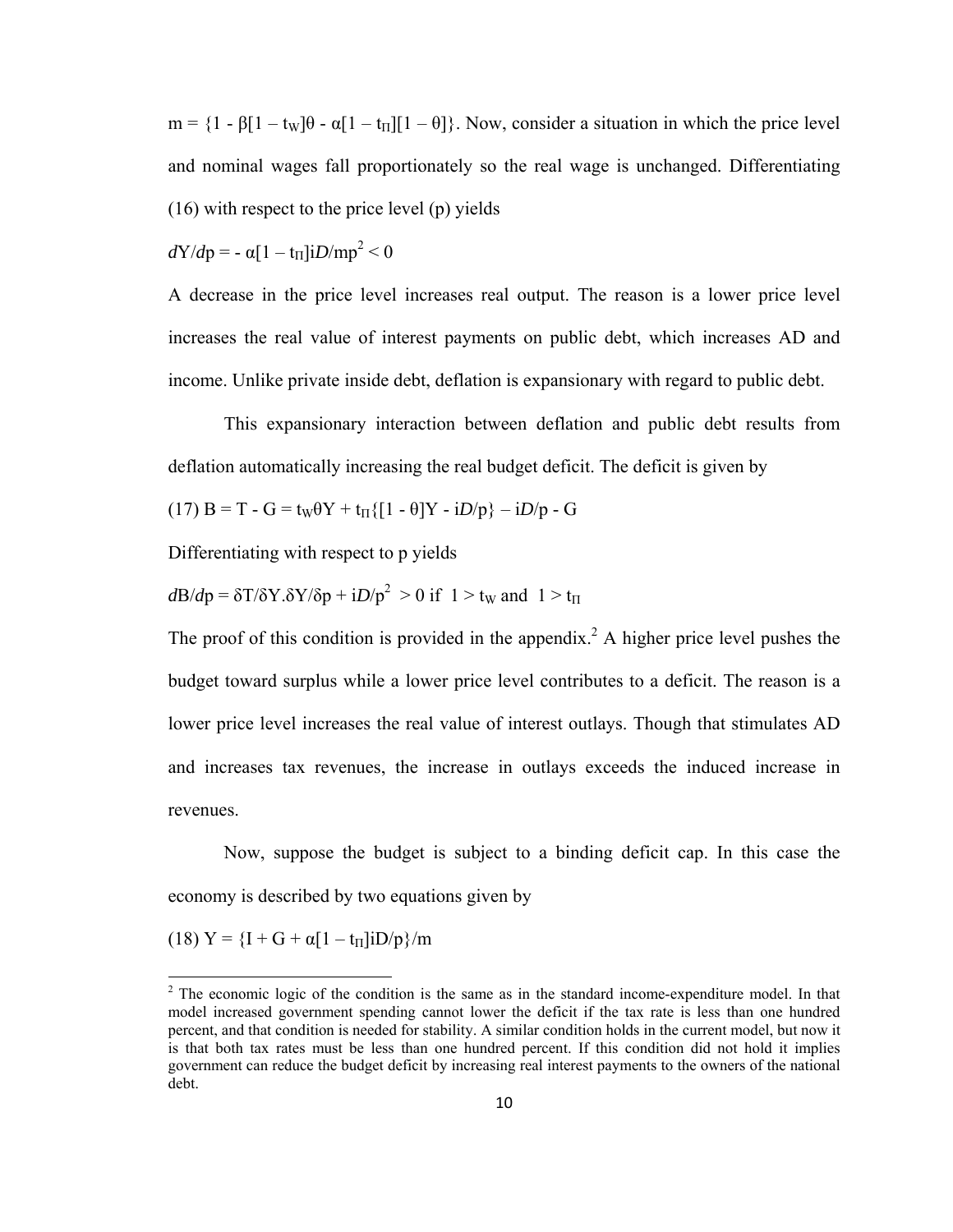$m = \{1 - \beta[1 - t_W]\theta - \alpha[1 - t_\Pi][1 - \theta]\}$. Now, consider a situation in which the price level and nominal wages fall proportionately so the real wage is unchanged. Differentiating (16) with respect to the price level (p) yields

$$dY/dp = - \alpha[1 - t_\Pi]iD/mp^2 < 0$$

A decrease in the price level increases real output. The reason is a lower price level increases the real value of interest payments on public debt, which increases AD and income. Unlike private inside debt, deflation is expansionary with regard to public debt.

This expansionary interaction between deflation and public debt results from deflation automatically increasing the real budget deficit. The deficit is given by

$$(17)\ B = T - G = t_W\theta Y + t_\Pi\{[1 - \theta]Y - iD/p\} - iD/p - G$$

Differentiating with respect to p yields

$$dB/dp = \delta T/\delta Y.\delta Y/\delta p + iD/p^2 > 0 \text{ if } 1 > t_W \text{ and } 1 > t_\Pi$$

The proof of this condition is provided in the appendix.[2] A higher price level pushes the budget toward surplus while a lower price level contributes to a deficit. The reason is a lower price level increases the real value of interest outlays. Though that stimulates AD and increases tax revenues, the increase in outlays exceeds the induced increase in revenues.

Now, suppose the budget is subject to a binding deficit cap. In this case the economy is described by two equations given by

$$(18)\ Y = \{I + G + \alpha[1 - t_\Pi]iD/p\}/m$$

[2] The economic logic of the condition is the same as in the standard income-expenditure model. In that model increased government spending cannot lower the deficit if the tax rate is less than one hundred percent, and that condition is needed for stability. A similar condition holds in the current model, but now it is that both tax rates must be less than one hundred percent. If this condition did not hold it implies government can reduce the budget deficit by increasing real interest payments to the owners of the national debt.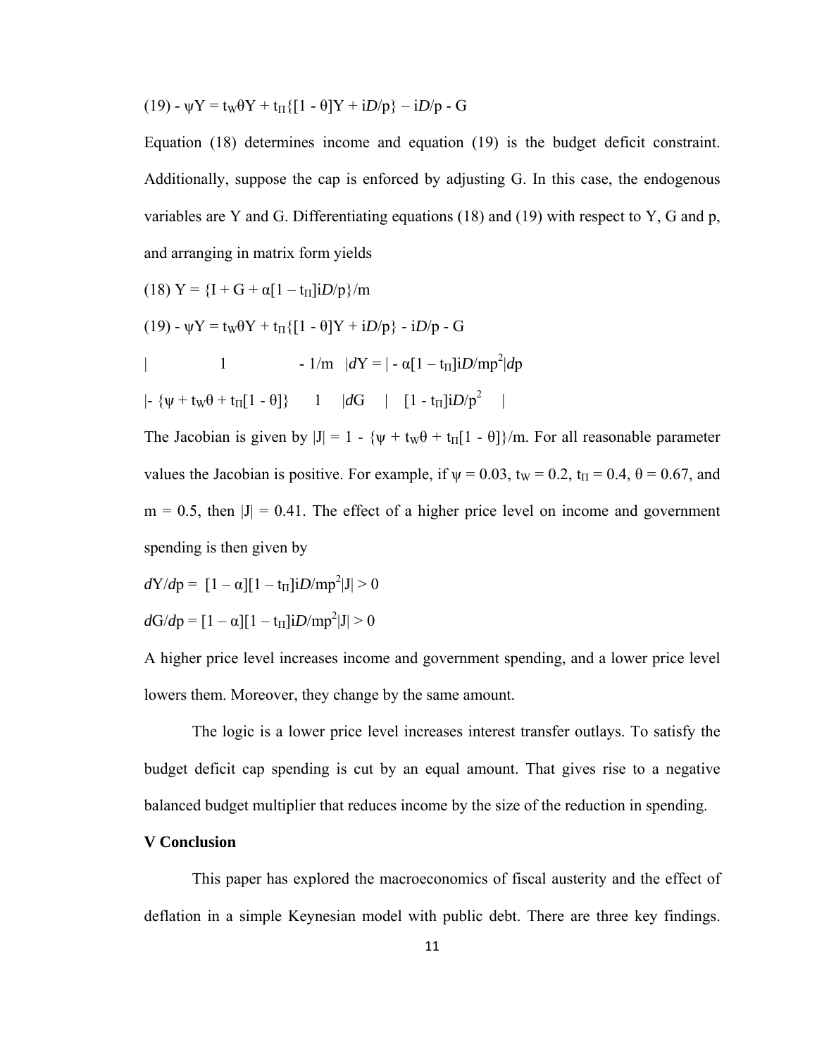(19) $-\psi Y = t_W\theta Y + t_\Pi\{[1 - \theta]Y + iD/p\} - iD/p - G$

Equation (18) determines income and equation (19) is the budget deficit constraint. Additionally, suppose the cap is enforced by adjusting G. In this case, the endogenous variables are Y and G. Differentiating equations (18) and (19) with respect to Y, G and p, and arranging in matrix form yields

(18) $Y = \{I + G + \alpha[1 - t_\Pi]iD/p\}/m$

(19) $-\psi Y = t_W\theta Y + t_\Pi\{[1 - \theta]Y + iD/p\} - iD/p - G$

$$\begin{vmatrix} 1 & -1/m \\ -\{\psi + t_W\theta + t_\Pi[1 - \theta]\} & 1 \end{vmatrix} \begin{vmatrix} dY \\ dG \end{vmatrix} = \begin{vmatrix} -\alpha[1 - t_\Pi]iD/mp^2 \\ [1 - t_\Pi]iD/p^2 \end{vmatrix} dp$$

The Jacobian is given by $|J| = 1 - \{\psi + t_W\theta + t_\Pi[1 - \theta]\}/m$. For all reasonable parameter values the Jacobian is positive. For example, if $\psi = 0.03$, $t_W = 0.2$, $t_\Pi = 0.4$, $\theta = 0.67$, and $m = 0.5$, then $|J| = 0.41$. The effect of a higher price level on income and government spending is then given by

$dY/dp = [1 - \alpha][1 - t_\Pi]iD/mp^2|J| > 0$

$dG/dp = [1 - \alpha][1 - t_\Pi]iD/mp^2|J| > 0$

A higher price level increases income and government spending, and a lower price level lowers them. Moreover, they change by the same amount.

The logic is a lower price level increases interest transfer outlays. To satisfy the budget deficit cap spending is cut by an equal amount. That gives rise to a negative balanced budget multiplier that reduces income by the size of the reduction in spending.

## V Conclusion

This paper has explored the macroeconomics of fiscal austerity and the effect of deflation in a simple Keynesian model with public debt. There are three key findings.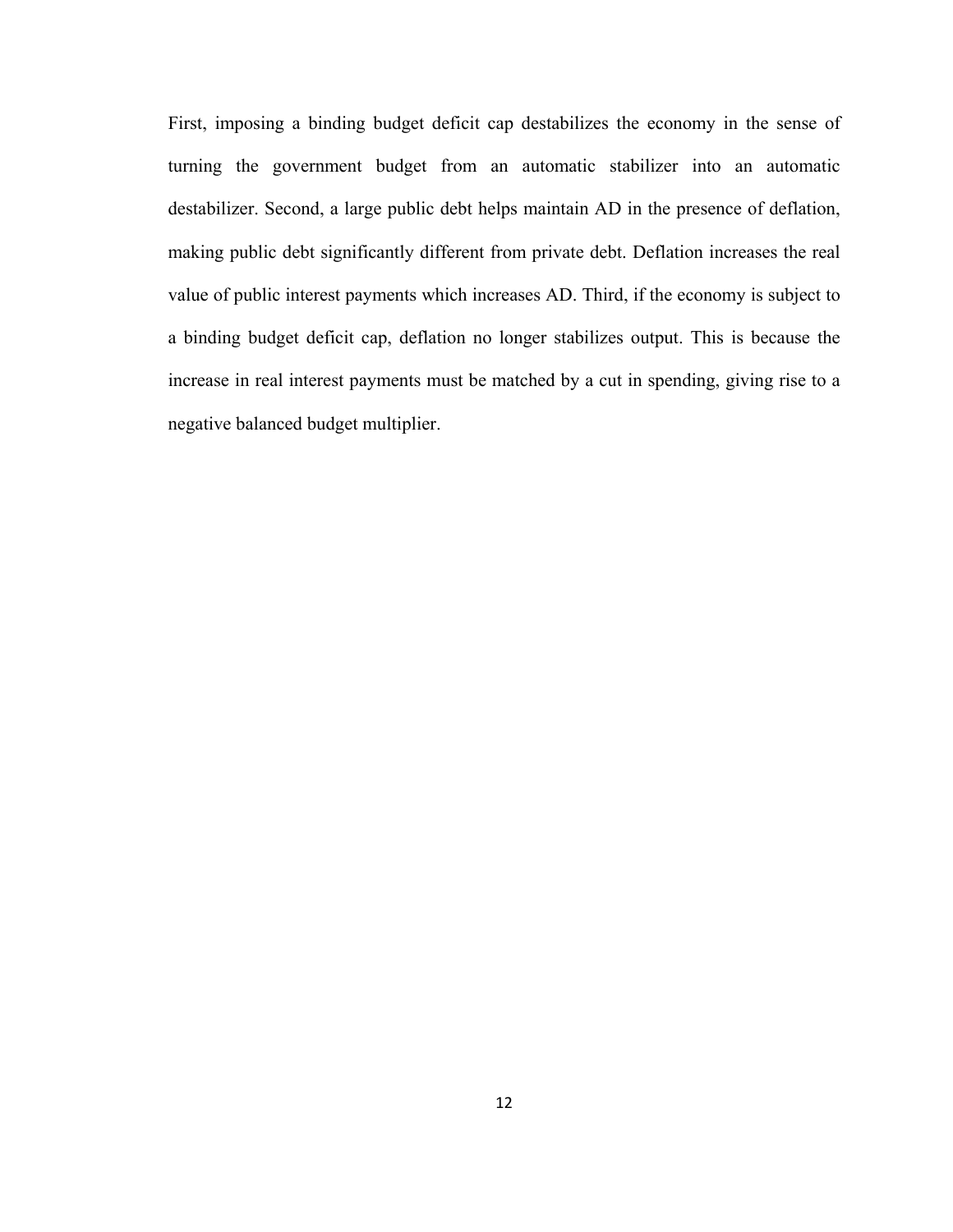First, imposing a binding budget deficit cap destabilizes the economy in the sense of turning the government budget from an automatic stabilizer into an automatic destabilizer. Second, a large public debt helps maintain AD in the presence of deflation, making public debt significantly different from private debt. Deflation increases the real value of public interest payments which increases AD. Third, if the economy is subject to a binding budget deficit cap, deflation no longer stabilizes output. This is because the increase in real interest payments must be matched by a cut in spending, giving rise to a negative balanced budget multiplier.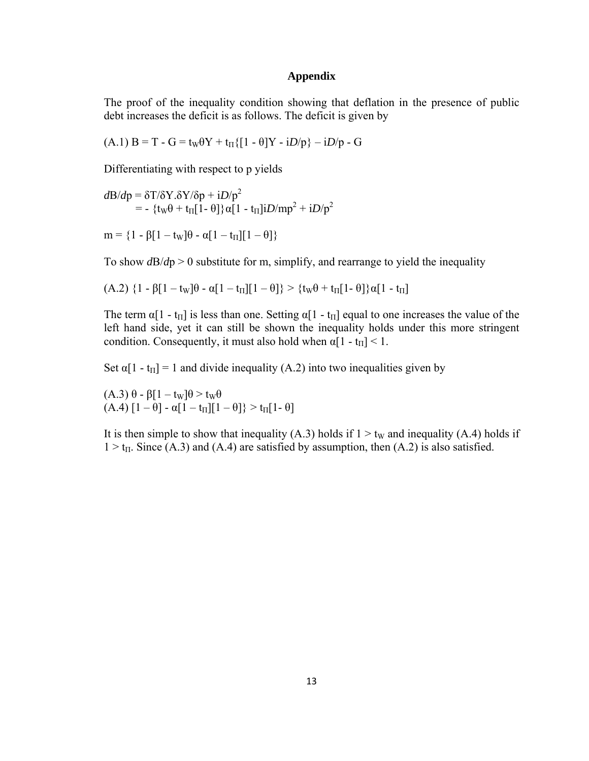## Appendix

The proof of the inequality condition showing that deflation in the presence of public debt increases the deficit is as follows. The deficit is given by

(A.1) $B = T - G = t_W\theta Y + t_\Pi\{[1 - \theta]Y - iD/p\} - iD/p - G$

Differentiating with respect to p yields

$$dB/dp = \delta T/\delta Y . \delta Y/\delta p + iD/p^2$$
$$= - \{t_W\theta + t_\Pi[1- \theta]\}\alpha[1 - t_\Pi]iD/mp^2 + iD/p^2$$

$m = \{1 - \beta[1 - t_W]\theta - \alpha[1 - t_\Pi][1 - \theta]\}$

To show $dB/dp > 0$ substitute for m, simplify, and rearrange to yield the inequality

(A.2) $\{1 - \beta[1 - t_W]\theta - \alpha[1 - t_\Pi][1 - \theta]\} > \{t_W\theta + t_\Pi[1- \theta]\}\alpha[1 - t_\Pi]$

The term $\alpha[1 - t_\Pi]$ is less than one. Setting $\alpha[1 - t_\Pi]$ equal to one increases the value of the left hand side, yet it can still be shown the inequality holds under this more stringent condition. Consequently, it must also hold when $\alpha[1 - t_\Pi] < 1$.

Set $\alpha[1 - t_\Pi] = 1$ and divide inequality (A.2) into two inequalities given by

(A.3) $\theta - \beta[1 - t_W]\theta > t_W\theta$
(A.4) $[1 - \theta] - \alpha[1 - t_\Pi][1 - \theta]\} > t_\Pi[1- \theta]$

It is then simple to show that inequality (A.3) holds if $1 > t_W$ and inequality (A.4) holds if $1 > t_\Pi$. Since (A.3) and (A.4) are satisfied by assumption, then (A.2) is also satisfied.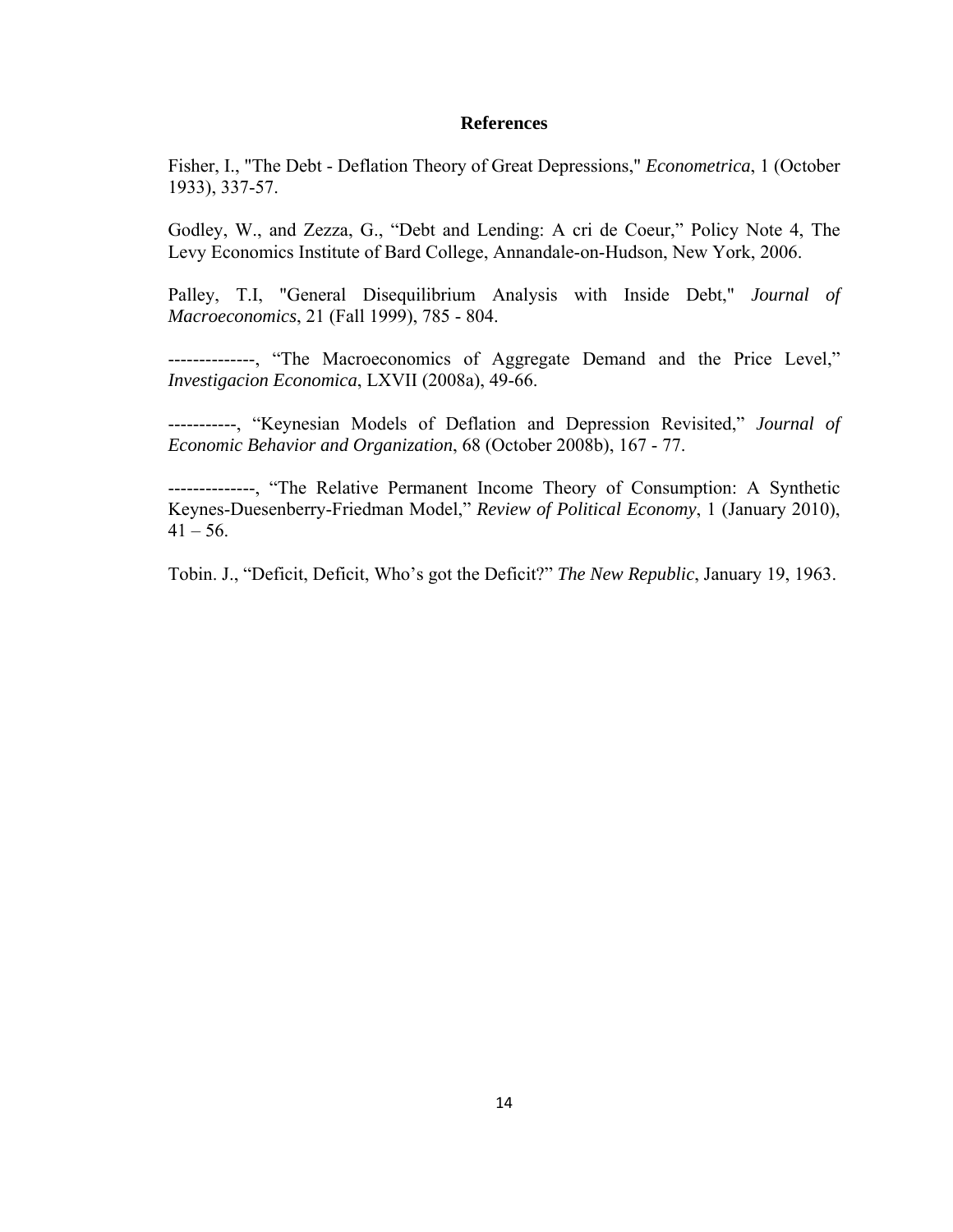## References

Fisher, I., "The Debt - Deflation Theory of Great Depressions," *Econometrica*, 1 (October 1933), 337-57.

Godley, W., and Zezza, G., "Debt and Lending: A cri de Coeur," Policy Note 4, The Levy Economics Institute of Bard College, Annandale-on-Hudson, New York, 2006.

Palley, T.I, "General Disequilibrium Analysis with Inside Debt," *Journal of Macroeconomics*, 21 (Fall 1999), 785 - 804.

--------------, "The Macroeconomics of Aggregate Demand and the Price Level," *Investigacion Economica*, LXVII (2008a), 49-66.

-----------, "Keynesian Models of Deflation and Depression Revisited," *Journal of Economic Behavior and Organization*, 68 (October 2008b), 167 - 77.

--------------, "The Relative Permanent Income Theory of Consumption: A Synthetic Keynes-Duesenberry-Friedman Model," *Review of Political Economy*, 1 (January 2010), 41 – 56.

Tobin. J., "Deficit, Deficit, Who's got the Deficit?" *The New Republic*, January 19, 1963.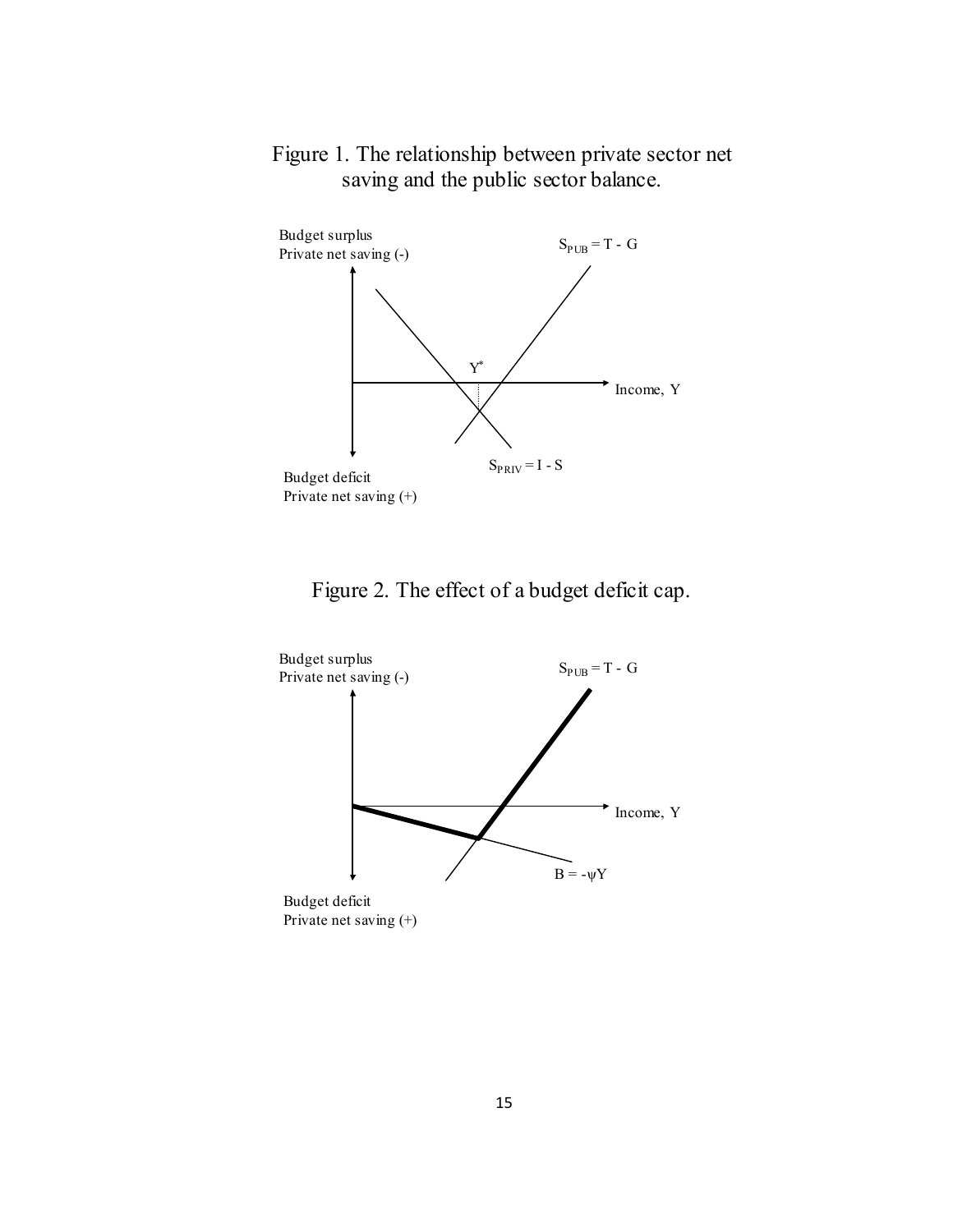Figure 1. The relationship between private sector net saving and the public sector balance.

Budget surplus
Private net saving (-)

$S_{PUB} = T - G$

$Y^*$

Income, Y

$S_{PRIV} = I - S$

Budget deficit
Private net saving (+)

Figure 2. The effect of a budget deficit cap.

Budget surplus
Private net saving (-)

$S_{PUB} = T - G$

Income, Y

$B = -\psi Y$

Budget deficit
Private net saving (+)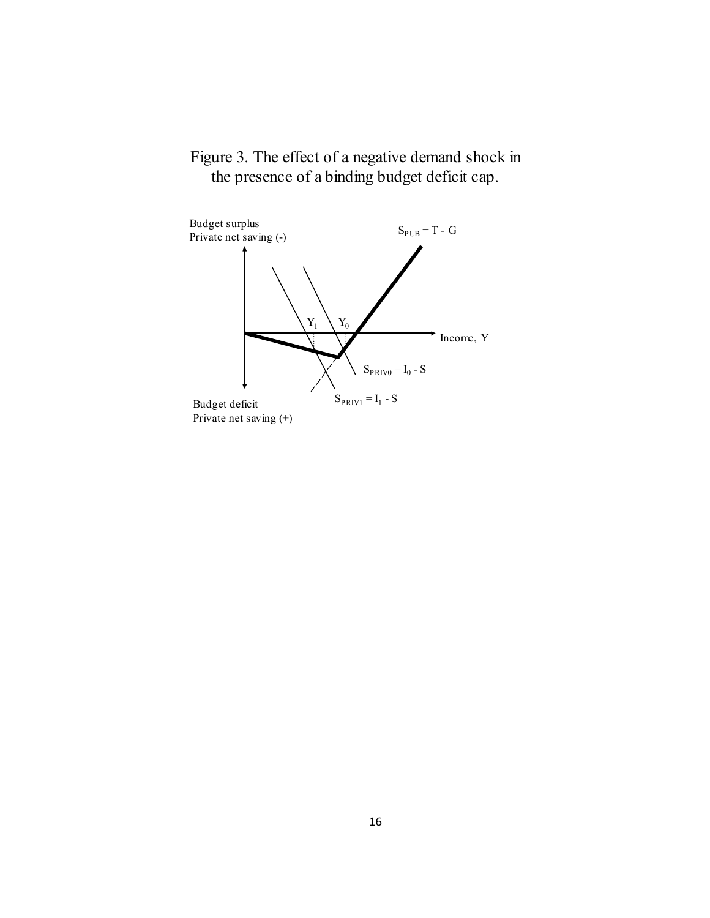Figure 3. The effect of a negative demand shock in the presence of a binding budget deficit cap.

Budget surplus
Private net saving (-)

$S_{PUB} = T - G$

$Y_1$ $Y_0$

Income, Y

$S_{PRIV0} = I_0 - S$

$S_{PRIV1} = I_1 - S$

Budget deficit
Private net saving (+)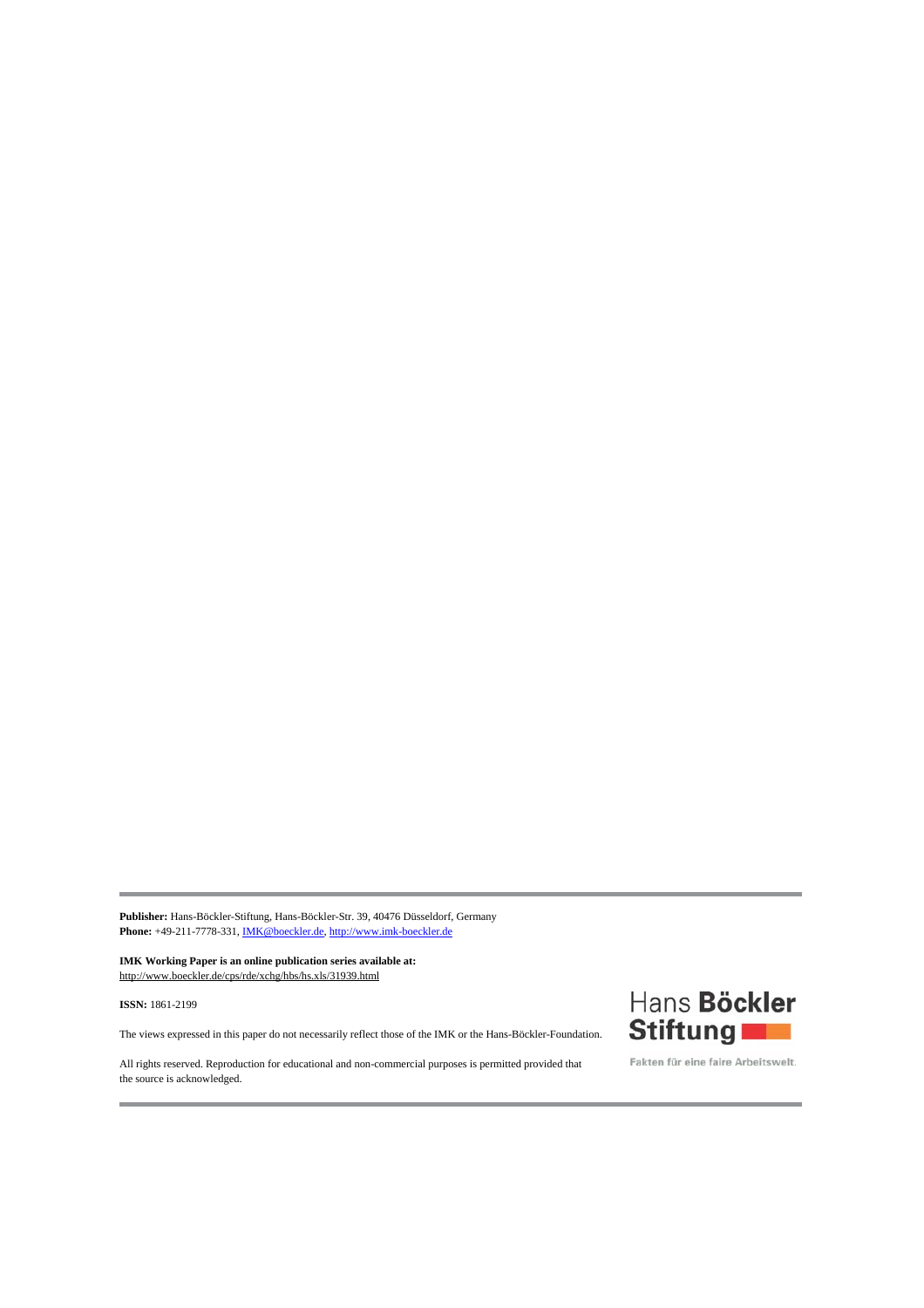**Publisher:** Hans-Böckler-Stiftung, Hans-Böckler-Str. 39, 40476 Düsseldorf, Germany
**Phone:** +49-211-7778-331, IMK@boeckler.de, http://www.imk-boeckler.de

**IMK Working Paper is an online publication series available at:**
http://www.boeckler.de/cps/rde/xchg/hbs/hs.xls/31939.html

**ISSN:** 1861-2199

The views expressed in this paper do not necessarily reflect those of the IMK or the Hans-Böckler-Foundation.

All rights reserved. Reproduction for educational and non-commercial purposes is permitted provided that the source is acknowledged.

Hans **Böckler**
**Stiftung**

Fakten für eine faire Arbeitswelt.